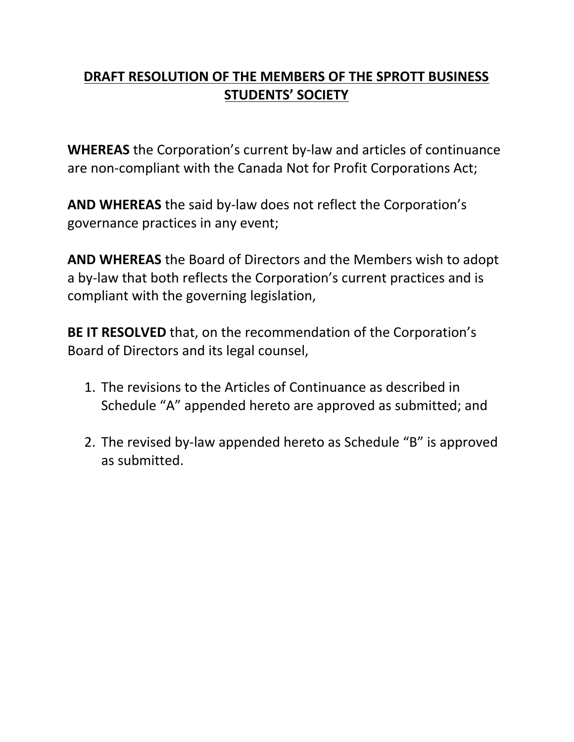# DRAFT RESOLUTION OF THE MEMBERS OF THE SPROTT BUSINESS STUDENTS' SOCIETY

**WHEREAS** the Corporation's current by-law and articles of continuance are non-compliant with the Canada Not for Profit Corporations Act;

**AND WHEREAS** the said by-law does not reflect the Corporation's governance practices in any event;

**AND WHEREAS** the Board of Directors and the Members wish to adopt a by-law that both reflects the Corporation's current practices and is compliant with the governing legislation,

**BE IT RESOLVED** that, on the recommendation of the Corporation's Board of Directors and its legal counsel,

1. The revisions to the Articles of Continuance as described in Schedule "A" appended hereto are approved as submitted; and

2. The revised by-law appended hereto as Schedule "B" is approved as submitted.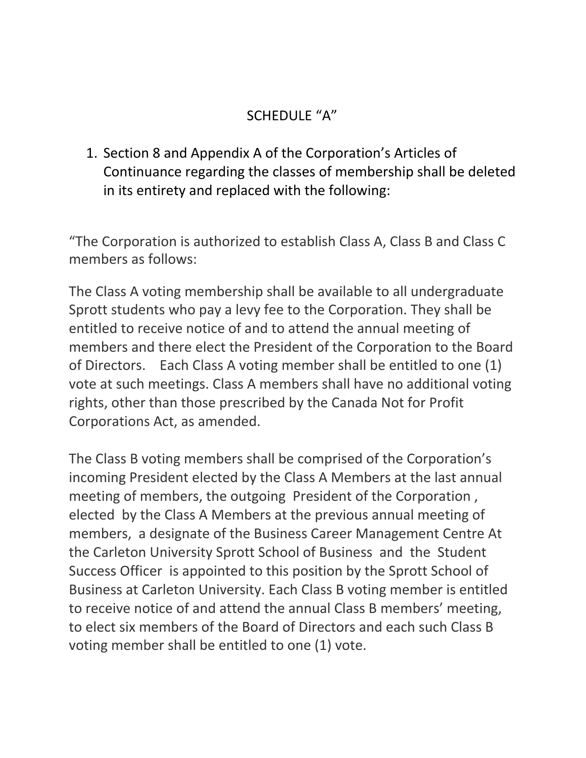SCHEDULE "A"

1. Section 8 and Appendix A of the Corporation's Articles of Continuance regarding the classes of membership shall be deleted in its entirety and replaced with the following:

"The Corporation is authorized to establish Class A, Class B and Class C members as follows:

The Class A voting membership shall be available to all undergraduate Sprott students who pay a levy fee to the Corporation. They shall be entitled to receive notice of and to attend the annual meeting of members and there elect the President of the Corporation to the Board of Directors. Each Class A voting member shall be entitled to one (1) vote at such meetings. Class A members shall have no additional voting rights, other than those prescribed by the Canada Not for Profit Corporations Act, as amended.

The Class B voting members shall be comprised of the Corporation's incoming President elected by the Class A Members at the last annual meeting of members, the outgoing President of the Corporation , elected by the Class A Members at the previous annual meeting of members, a designate of the Business Career Management Centre At the Carleton University Sprott School of Business and the Student Success Officer is appointed to this position by the Sprott School of Business at Carleton University. Each Class B voting member is entitled to receive notice of and attend the annual Class B members' meeting, to elect six members of the Board of Directors and each such Class B voting member shall be entitled to one (1) vote.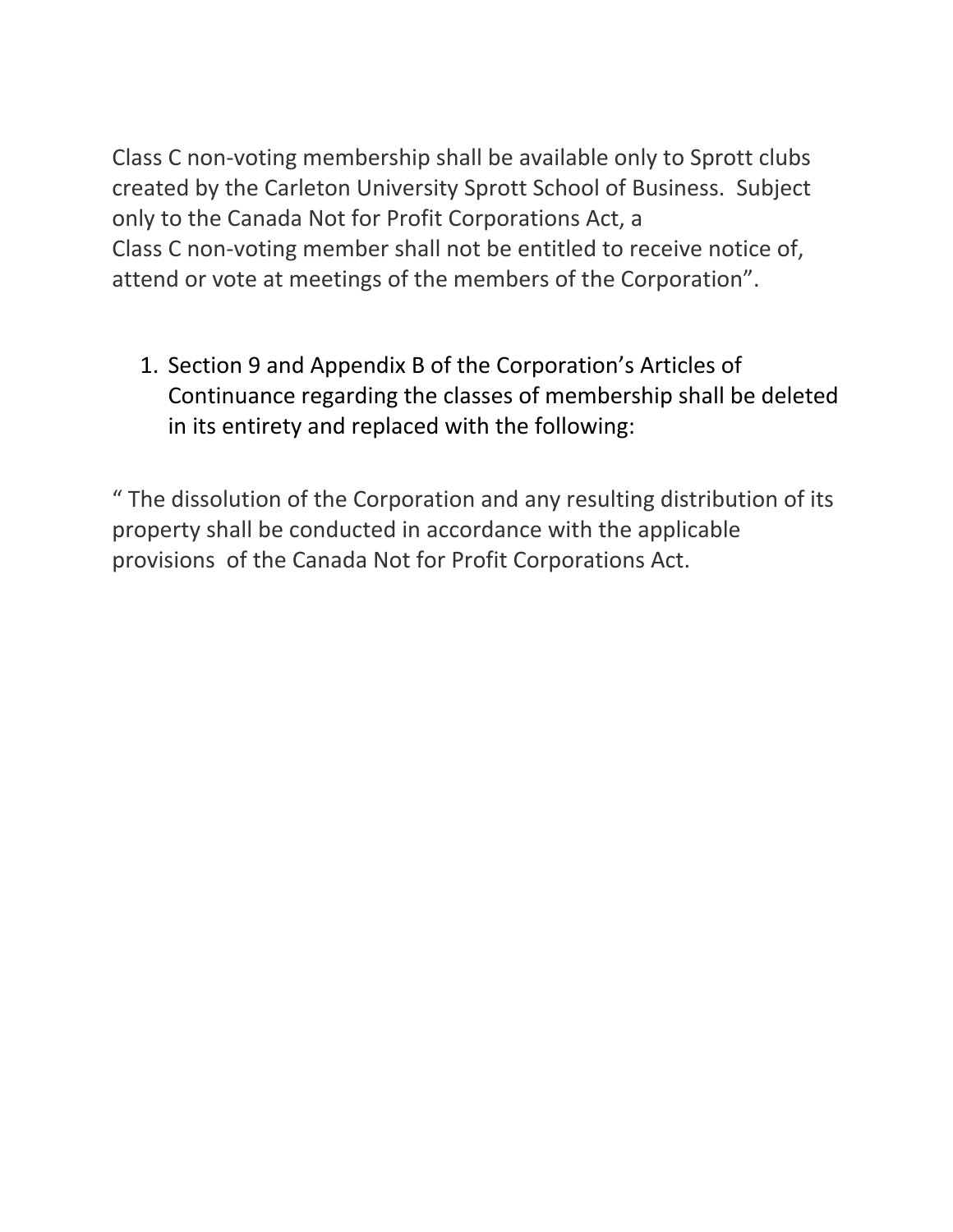Class C non-voting membership shall be available only to Sprott clubs created by the Carleton University Sprott School of Business.  Subject only to the Canada Not for Profit Corporations Act, a Class C non-voting member shall not be entitled to receive notice of, attend or vote at meetings of the members of the Corporation”.

1. Section 9 and Appendix B of the Corporation’s Articles of Continuance regarding the classes of membership shall be deleted in its entirety and replaced with the following:

“ The dissolution of the Corporation and any resulting distribution of its property shall be conducted in accordance with the applicable provisions  of the Canada Not for Profit Corporations Act.